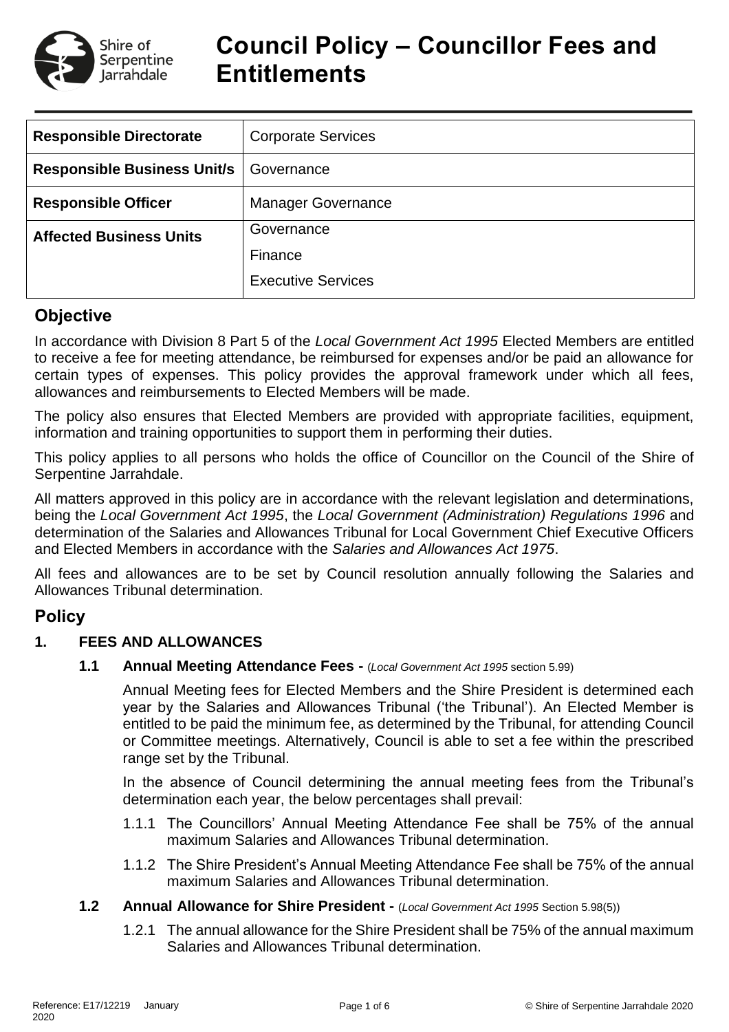# Council Policy – Councillor Fees and Entitlements

| Responsible Directorate | Corporate Services |
|---|---|
| **Responsible Business Unit/s** | Governance |
| **Responsible Officer** | Manager Governance |
| **Affected Business Units** | Governance<br>Finance<br>Executive Services |

## Objective

In accordance with Division 8 Part 5 of the *Local Government Act 1995* Elected Members are entitled to receive a fee for meeting attendance, be reimbursed for expenses and/or be paid an allowance for certain types of expenses. This policy provides the approval framework under which all fees, allowances and reimbursements to Elected Members will be made.

The policy also ensures that Elected Members are provided with appropriate facilities, equipment, information and training opportunities to support them in performing their duties.

This policy applies to all persons who holds the office of Councillor on the Council of the Shire of Serpentine Jarrahdale.

All matters approved in this policy are in accordance with the relevant legislation and determinations, being the *Local Government Act 1995*, the *Local Government (Administration) Regulations 1996* and determination of the Salaries and Allowances Tribunal for Local Government Chief Executive Officers and Elected Members in accordance with the *Salaries and Allowances Act 1975*.

All fees and allowances are to be set by Council resolution annually following the Salaries and Allowances Tribunal determination.

## Policy

### 1. FEES AND ALLOWANCES

#### 1.1 Annual Meeting Attendance Fees - (*Local Government Act 1995* section 5.99)

Annual Meeting fees for Elected Members and the Shire President is determined each year by the Salaries and Allowances Tribunal ('the Tribunal'). An Elected Member is entitled to be paid the minimum fee, as determined by the Tribunal, for attending Council or Committee meetings. Alternatively, Council is able to set a fee within the prescribed range set by the Tribunal.

In the absence of Council determining the annual meeting fees from the Tribunal's determination each year, the below percentages shall prevail:

1.1.1 The Councillors' Annual Meeting Attendance Fee shall be 75% of the annual maximum Salaries and Allowances Tribunal determination.

1.1.2 The Shire President's Annual Meeting Attendance Fee shall be 75% of the annual maximum Salaries and Allowances Tribunal determination.

#### 1.2 Annual Allowance for Shire President - (*Local Government Act 1995* Section 5.98(5))

1.2.1 The annual allowance for the Shire President shall be 75% of the annual maximum Salaries and Allowances Tribunal determination.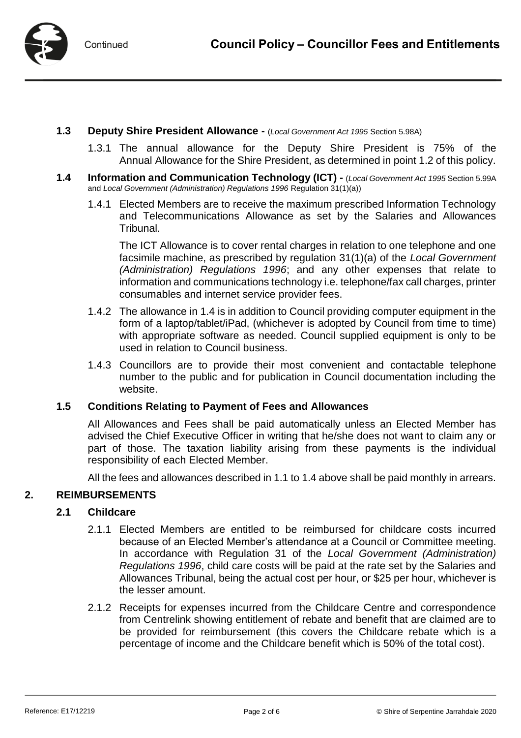**1.3 Deputy Shire President Allowance -** (*Local Government Act 1995* Section 5.98A)

1.3.1 The annual allowance for the Deputy Shire President is 75% of the Annual Allowance for the Shire President, as determined in point 1.2 of this policy.

**1.4 Information and Communication Technology (ICT) -** (*Local Government Act 1995* Section 5.99A and *Local Government (Administration) Regulations 1996* Regulation 31(1)(a))

1.4.1 Elected Members are to receive the maximum prescribed Information Technology and Telecommunications Allowance as set by the Salaries and Allowances Tribunal.

The ICT Allowance is to cover rental charges in relation to one telephone and one facsimile machine, as prescribed by regulation 31(1)(a) of the *Local Government (Administration) Regulations 1996*; and any other expenses that relate to information and communications technology i.e. telephone/fax call charges, printer consumables and internet service provider fees.

1.4.2 The allowance in 1.4 is in addition to Council providing computer equipment in the form of a laptop/tablet/iPad, (whichever is adopted by Council from time to time) with appropriate software as needed. Council supplied equipment is only to be used in relation to Council business.

1.4.3 Councillors are to provide their most convenient and contactable telephone number to the public and for publication in Council documentation including the website.

**1.5 Conditions Relating to Payment of Fees and Allowances**

All Allowances and Fees shall be paid automatically unless an Elected Member has advised the Chief Executive Officer in writing that he/she does not want to claim any or part of those. The taxation liability arising from these payments is the individual responsibility of each Elected Member.

All the fees and allowances described in 1.1 to 1.4 above shall be paid monthly in arrears.

## 2. REIMBURSEMENTS

**2.1 Childcare**

2.1.1 Elected Members are entitled to be reimbursed for childcare costs incurred because of an Elected Member's attendance at a Council or Committee meeting. In accordance with Regulation 31 of the *Local Government (Administration) Regulations 1996*, child care costs will be paid at the rate set by the Salaries and Allowances Tribunal, being the actual cost per hour, or $25 per hour, whichever is the lesser amount.

2.1.2 Receipts for expenses incurred from the Childcare Centre and correspondence from Centrelink showing entitlement of rebate and benefit that are claimed are to be provided for reimbursement (this covers the Childcare rebate which is a percentage of income and the Childcare benefit which is 50% of the total cost).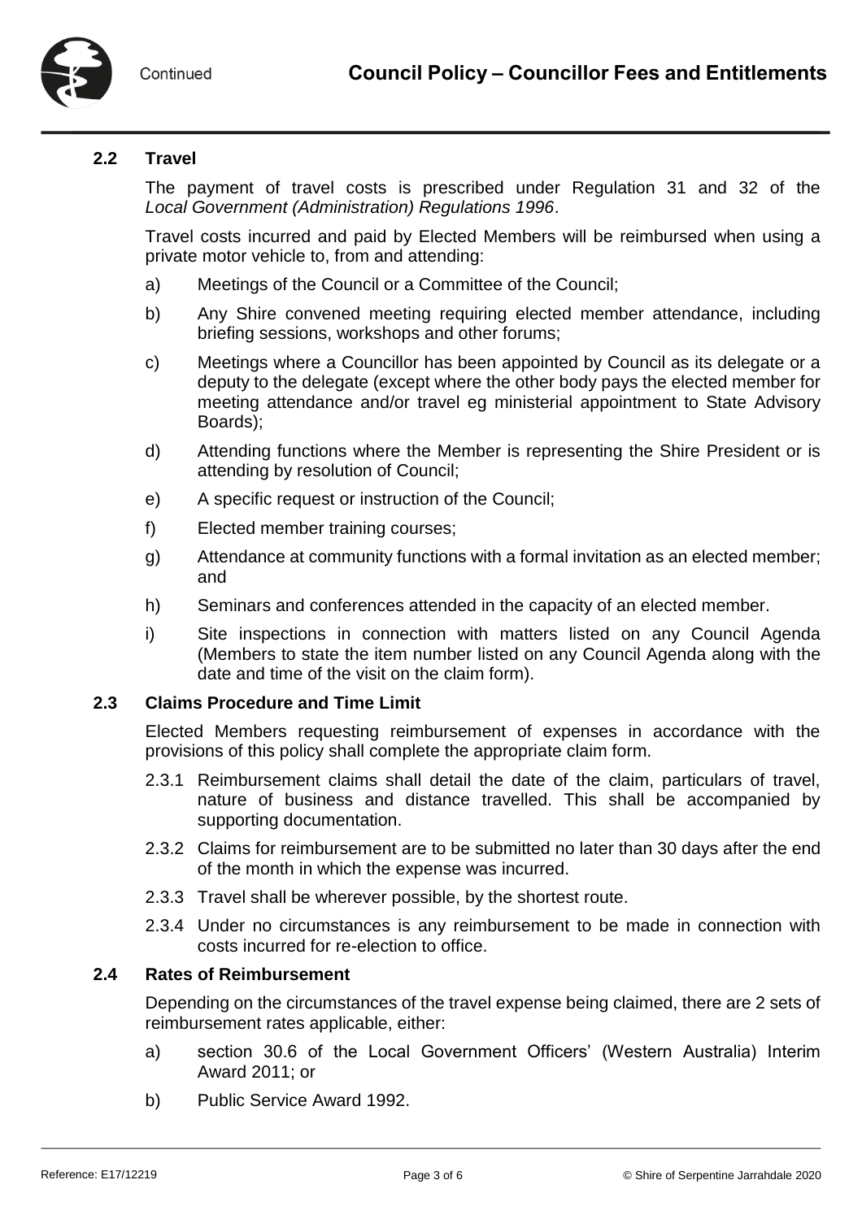### 2.2 Travel

The payment of travel costs is prescribed under Regulation 31 and 32 of the *Local Government (Administration) Regulations 1996*.

Travel costs incurred and paid by Elected Members will be reimbursed when using a private motor vehicle to, from and attending:

a) Meetings of the Council or a Committee of the Council;

b) Any Shire convened meeting requiring elected member attendance, including briefing sessions, workshops and other forums;

c) Meetings where a Councillor has been appointed by Council as its delegate or a deputy to the delegate (except where the other body pays the elected member for meeting attendance and/or travel eg ministerial appointment to State Advisory Boards);

d) Attending functions where the Member is representing the Shire President or is attending by resolution of Council;

e) A specific request or instruction of the Council;

f) Elected member training courses;

g) Attendance at community functions with a formal invitation as an elected member; and

h) Seminars and conferences attended in the capacity of an elected member.

i) Site inspections in connection with matters listed on any Council Agenda (Members to state the item number listed on any Council Agenda along with the date and time of the visit on the claim form).

### 2.3 Claims Procedure and Time Limit

Elected Members requesting reimbursement of expenses in accordance with the provisions of this policy shall complete the appropriate claim form.

2.3.1 Reimbursement claims shall detail the date of the claim, particulars of travel, nature of business and distance travelled. This shall be accompanied by supporting documentation.

2.3.2 Claims for reimbursement are to be submitted no later than 30 days after the end of the month in which the expense was incurred.

2.3.3 Travel shall be wherever possible, by the shortest route.

2.3.4 Under no circumstances is any reimbursement to be made in connection with costs incurred for re-election to office.

### 2.4 Rates of Reimbursement

Depending on the circumstances of the travel expense being claimed, there are 2 sets of reimbursement rates applicable, either:

a) section 30.6 of the Local Government Officers' (Western Australia) Interim Award 2011; or

b) Public Service Award 1992.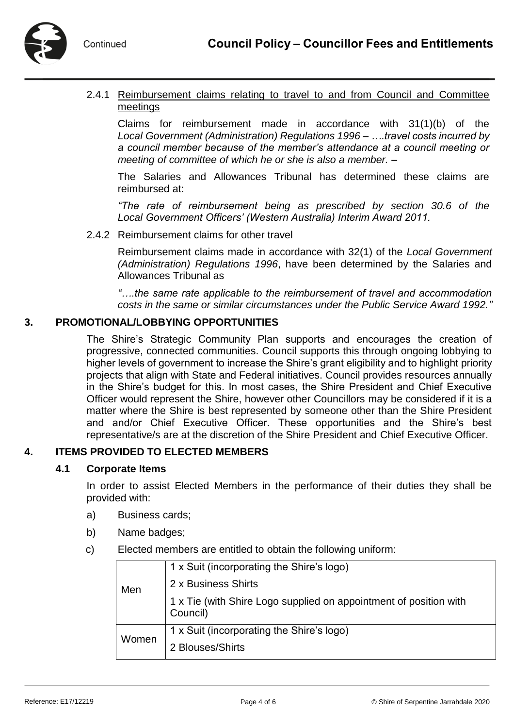#### 2.4.1 Reimbursement claims relating to travel to and from Council and Committee meetings

Claims for reimbursement made in accordance with 31(1)(b) of the *Local Government (Administration) Regulations 1996 – ….travel costs incurred by a council member because of the member's attendance at a council meeting or meeting of committee of which he or she is also a member.* –

The Salaries and Allowances Tribunal has determined these claims are reimbursed at:

*"The rate of reimbursement being as prescribed by section 30.6 of the Local Government Officers' (Western Australia) Interim Award 2011.*

#### 2.4.2 Reimbursement claims for other travel

Reimbursement claims made in accordance with 32(1) of the *Local Government (Administration) Regulations 1996*, have been determined by the Salaries and Allowances Tribunal as

*"….the same rate applicable to the reimbursement of travel and accommodation costs in the same or similar circumstances under the Public Service Award 1992."*

## 3. PROMOTIONAL/LOBBYING OPPORTUNITIES

The Shire's Strategic Community Plan supports and encourages the creation of progressive, connected communities. Council supports this through ongoing lobbying to higher levels of government to increase the Shire's grant eligibility and to highlight priority projects that align with State and Federal initiatives. Council provides resources annually in the Shire's budget for this. In most cases, the Shire President and Chief Executive Officer would represent the Shire, however other Councillors may be considered if it is a matter where the Shire is best represented by someone other than the Shire President and and/or Chief Executive Officer. These opportunities and the Shire's best representative/s are at the discretion of the Shire President and Chief Executive Officer.

## 4. ITEMS PROVIDED TO ELECTED MEMBERS

### 4.1 Corporate Items

In order to assist Elected Members in the performance of their duties they shall be provided with:

a) Business cards;

b) Name badges;

c) Elected members are entitled to obtain the following uniform:

| | |
|---|---|
| Men | 1 x Suit (incorporating the Shire's logo)<br>2 x Business Shirts<br>1 x Tie (with Shire Logo supplied on appointment of position with Council) |
| Women | 1 x Suit (incorporating the Shire's logo)<br>2 Blouses/Shirts |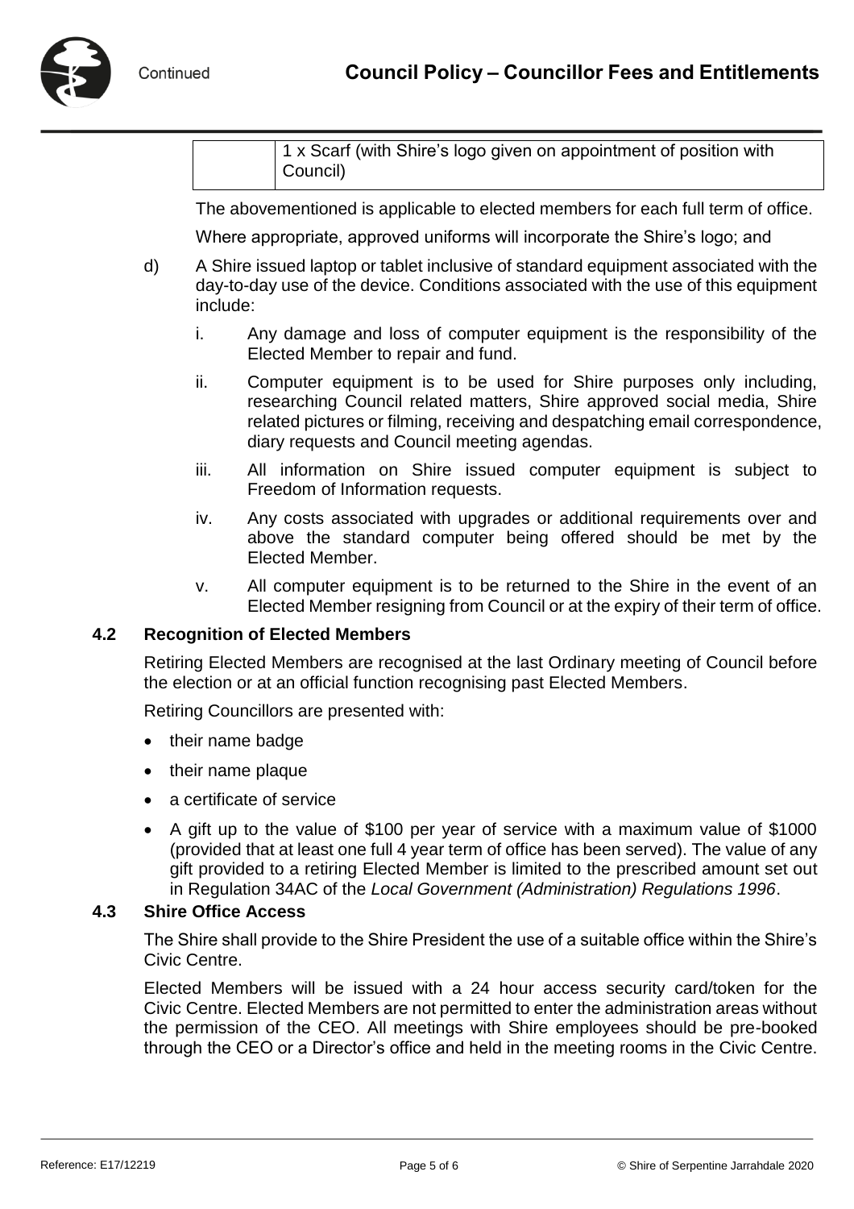| | 1 x Scarf (with Shire's logo given on appointment of position with Council) |
|---|---|

The abovementioned is applicable to elected members for each full term of office.

Where appropriate, approved uniforms will incorporate the Shire's logo; and

d) A Shire issued laptop or tablet inclusive of standard equipment associated with the day-to-day use of the device. Conditions associated with the use of this equipment include:

   i. Any damage and loss of computer equipment is the responsibility of the Elected Member to repair and fund.

   ii. Computer equipment is to be used for Shire purposes only including, researching Council related matters, Shire approved social media, Shire related pictures or filming, receiving and despatching email correspondence, diary requests and Council meeting agendas.

   iii. All information on Shire issued computer equipment is subject to Freedom of Information requests.

   iv. Any costs associated with upgrades or additional requirements over and above the standard computer being offered should be met by the Elected Member.

   v. All computer equipment is to be returned to the Shire in the event of an Elected Member resigning from Council or at the expiry of their term of office.

### 4.2 Recognition of Elected Members

Retiring Elected Members are recognised at the last Ordinary meeting of Council before the election or at an official function recognising past Elected Members.

Retiring Councillors are presented with:

- their name badge
- their name plaque
- a certificate of service
- A gift up to the value of $100 per year of service with a maximum value of $1000 (provided that at least one full 4 year term of office has been served). The value of any gift provided to a retiring Elected Member is limited to the prescribed amount set out in Regulation 34AC of the *Local Government (Administration) Regulations 1996*.

### 4.3 Shire Office Access

The Shire shall provide to the Shire President the use of a suitable office within the Shire's Civic Centre.

Elected Members will be issued with a 24 hour access security card/token for the Civic Centre. Elected Members are not permitted to enter the administration areas without the permission of the CEO. All meetings with Shire employees should be pre-booked through the CEO or a Director's office and held in the meeting rooms in the Civic Centre.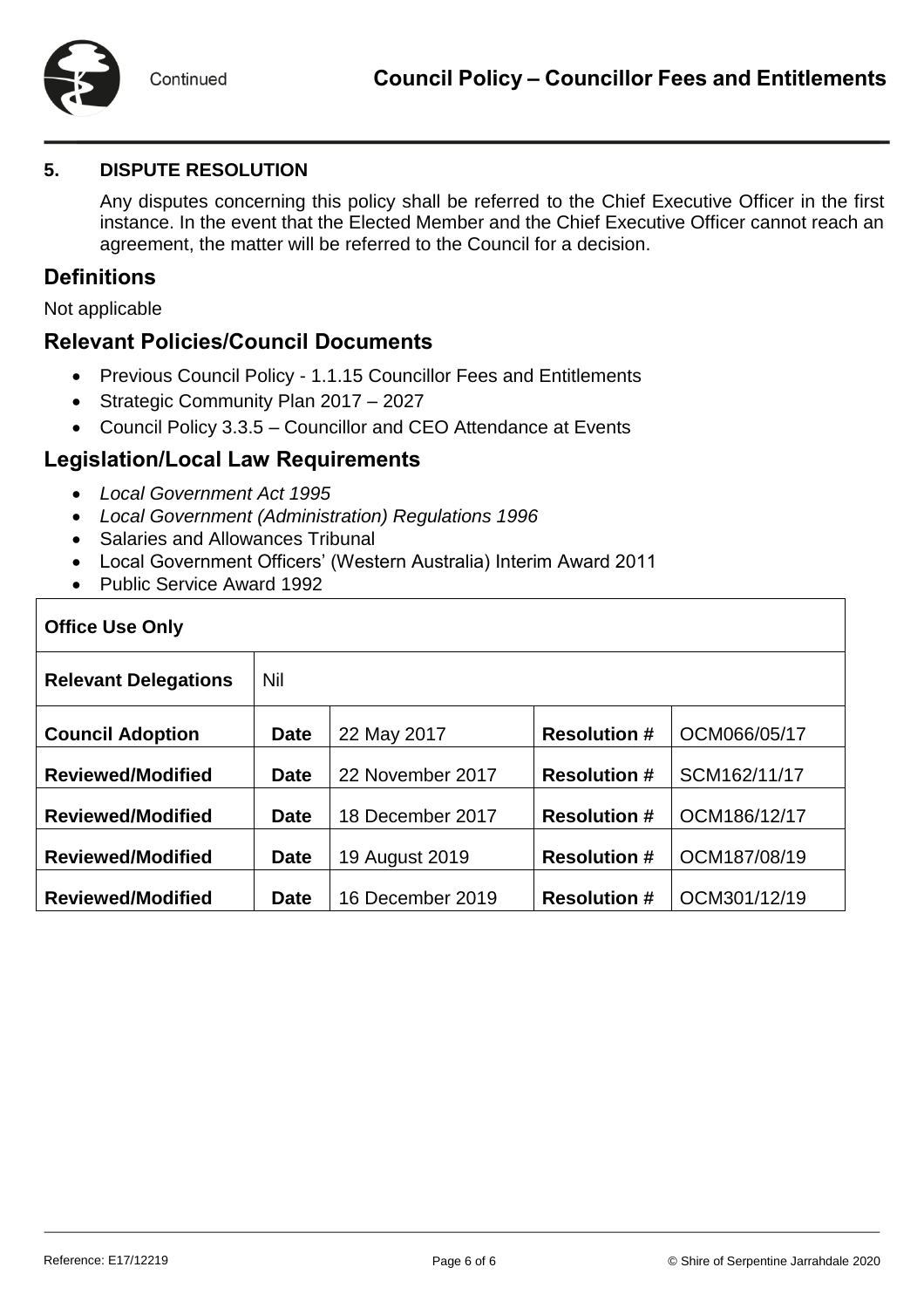**5. DISPUTE RESOLUTION**

Any disputes concerning this policy shall be referred to the Chief Executive Officer in the first instance. In the event that the Elected Member and the Chief Executive Officer cannot reach an agreement, the matter will be referred to the Council for a decision.

## Definitions

Not applicable

## Relevant Policies/Council Documents

- Previous Council Policy - 1.1.15 Councillor Fees and Entitlements
- Strategic Community Plan 2017 – 2027
- Council Policy 3.3.5 – Councillor and CEO Attendance at Events

## Legislation/Local Law Requirements

- *Local Government Act 1995*
- *Local Government (Administration) Regulations 1996*
- Salaries and Allowances Tribunal
- Local Government Officers' (Western Australia) Interim Award 2011
- Public Service Award 1992

| **Office Use Only** | | | | |
|---|---|---|---|---|
| **Relevant Delegations** | Nil | | | |
| **Council Adoption** | **Date** | 22 May 2017 | **Resolution #** | OCM066/05/17 |
| **Reviewed/Modified** | **Date** | 22 November 2017 | **Resolution #** | SCM162/11/17 |
| **Reviewed/Modified** | **Date** | 18 December 2017 | **Resolution #** | OCM186/12/17 |
| **Reviewed/Modified** | **Date** | 19 August 2019 | **Resolution #** | OCM187/08/19 |
| **Reviewed/Modified** | **Date** | 16 December 2019 | **Resolution #** | OCM301/12/19 |